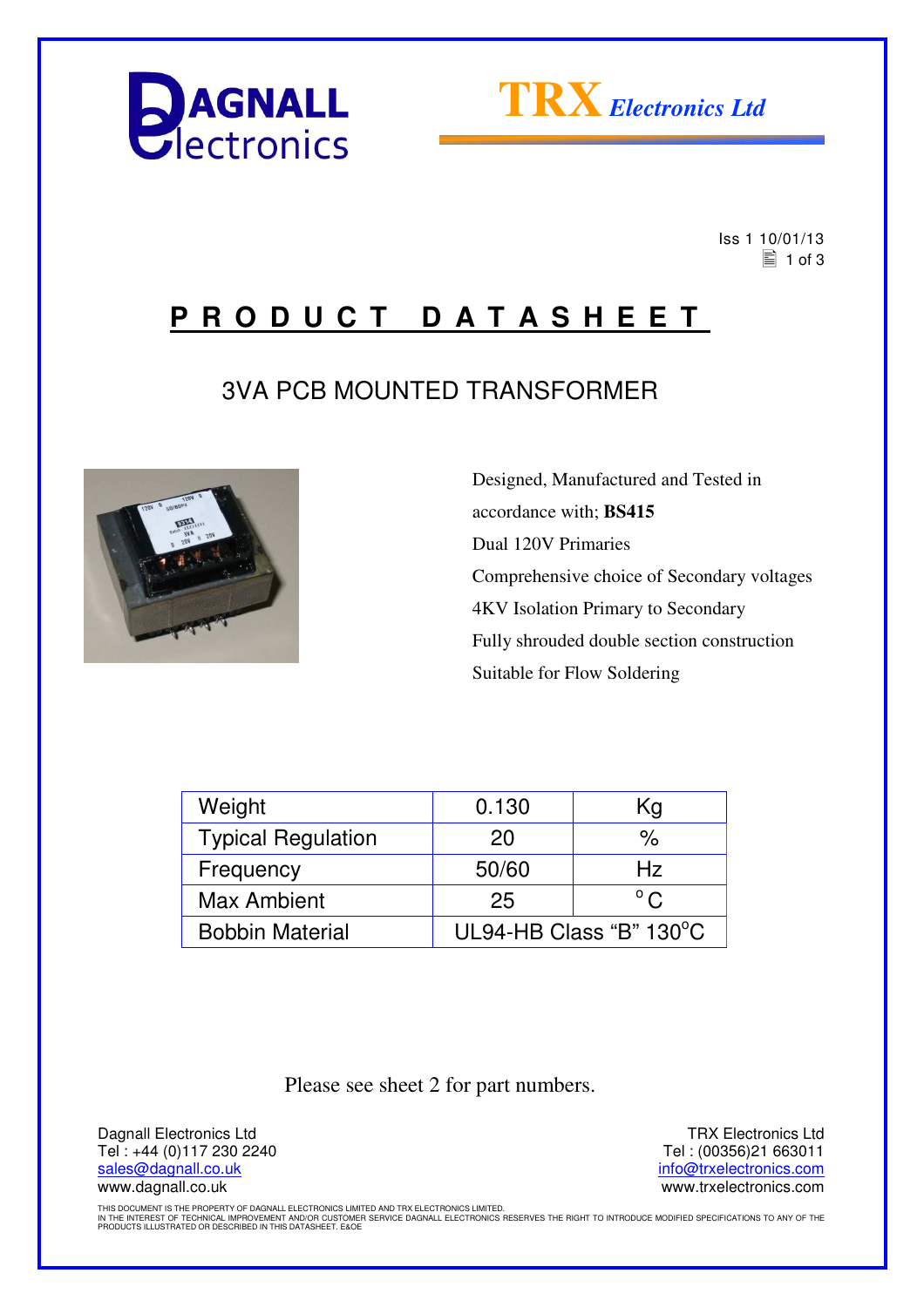DAGNALL Electronics

TRX Electronics Ltd

Iss 1 10/01/13

# PRODUCT DATASHEET

## 3VA PCB MOUNTED TRANSFORMER

Designed, Manufactured and Tested in accordance with; **BS415**

Dual 120V Primaries

Comprehensive choice of Secondary voltages

4KV Isolation Primary to Secondary

Fully shrouded double section construction

Suitable for Flow Soldering

| Weight | 0.130 | Kg |
|---|---|---|
| Typical Regulation | 20 | % |
| Frequency | 50/60 | Hz |
| Max Ambient | 25 | °C |
| Bobbin Material | UL94-HB Class "B" 130°C | |

Please see sheet 2 for part numbers.

Dagnall Electronics Ltd
Tel : +44 (0)117 230 2240
sales@dagnall.co.uk
www.dagnall.co.uk

TRX Electronics Ltd
Tel : (00356)21 663011
info@trxelectronics.com
www.trxelectronics.com

THIS DOCUMENT IS THE PROPERTY OF DAGNALL ELECTRONICS LIMITED AND TRX ELECTRONICS LIMITED.
IN THE INTEREST OF TECHNICAL IMPROVEMENT AND/OR CUSTOMER SERVICE DAGNALL ELECTRONICS RESERVES THE RIGHT TO INTRODUCE MODIFIED SPECIFICATIONS TO ANY OF THE PRODUCTS ILLUSTRATED OR DESCRIBED IN THIS DATASHEET. E&OE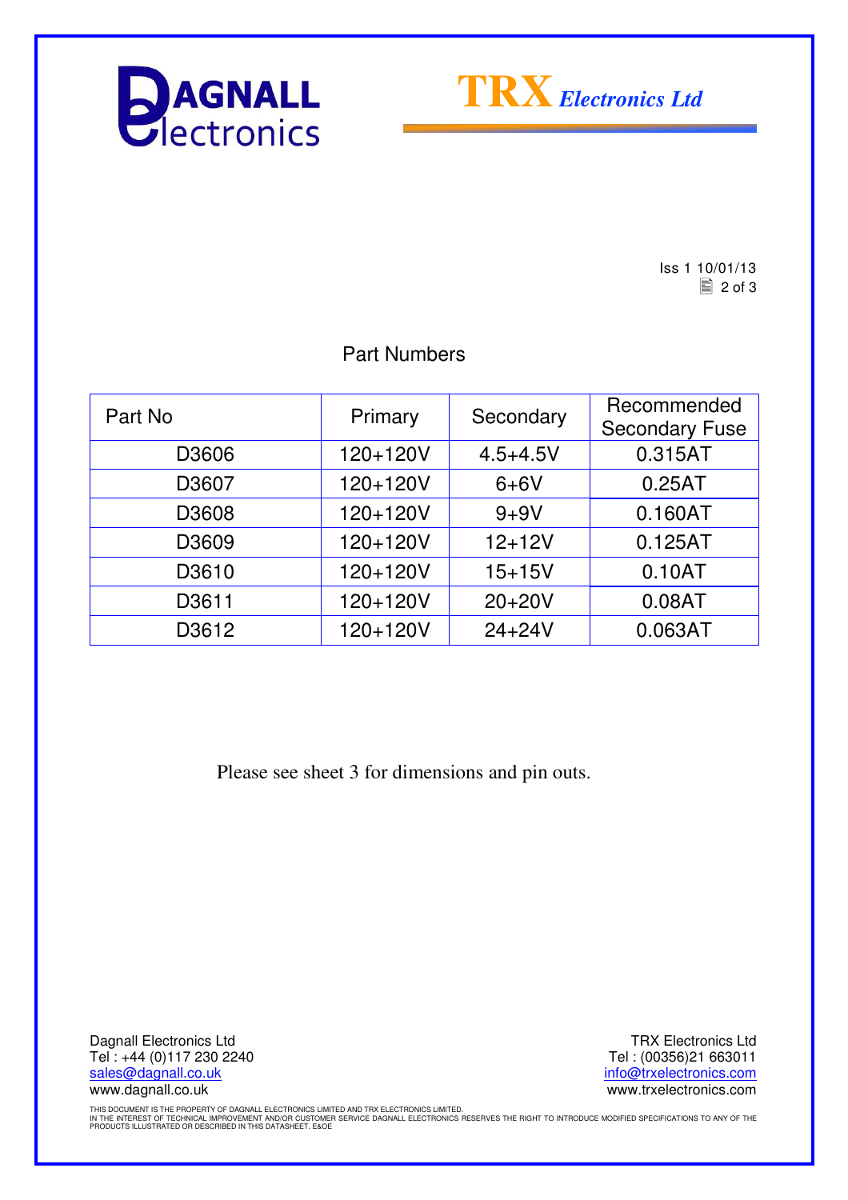Iss 1 10/01/13

## Part Numbers

| Part No | Primary | Secondary | Recommended Secondary Fuse |
|---|---|---|---|
| D3606 | 120+120V | 4.5+4.5V | 0.315AT |
| D3607 | 120+120V | 6+6V | 0.25AT |
| D3608 | 120+120V | 9+9V | 0.160AT |
| D3609 | 120+120V | 12+12V | 0.125AT |
| D3610 | 120+120V | 15+15V | 0.10AT |
| D3611 | 120+120V | 20+20V | 0.08AT |
| D3612 | 120+120V | 24+24V | 0.063AT |

Please see sheet 3 for dimensions and pin outs.

Dagnall Electronics Ltd
Tel : +44 (0)117 230 2240
sales@dagnall.co.uk
www.dagnall.co.uk

TRX Electronics Ltd
Tel : (00356)21 663011
info@trxelectronics.com
www.trxelectronics.com

THIS DOCUMENT IS THE PROPERTY OF DAGNALL ELECTRONICS LIMITED AND TRX ELECTRONICS LIMITED.
IN THE INTEREST OF TECHNICAL IMPROVEMENT AND/OR CUSTOMER SERVICE DAGNALL ELECTRONICS RESERVES THE RIGHT TO INTRODUCE MODIFIED SPECIFICATIONS TO ANY OF THE PRODUCTS ILLUSTRATED OR DESCRIBED IN THIS DATASHEET. E&OE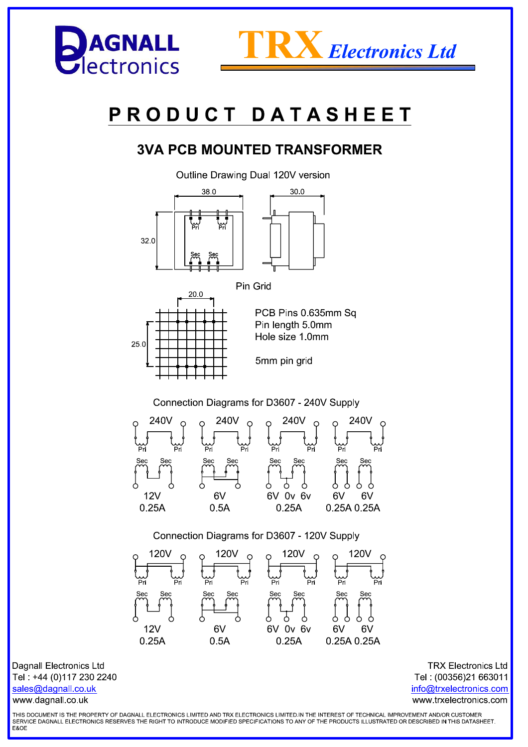# PRODUCT DATASHEET

## 3VA PCB MOUNTED TRANSFORMER

Outline Drawing Dual 120V version

38.0

30.0

32.0

Pri Pri

Sec Sec

Pin Grid

20.0

25.0

PCB Pins 0.635mm Sq
Pin length 5.0mm
Hole size 1.0mm

5mm pin grid

Connection Diagrams for D3607 - 240V Supply

240V 240V 240V 240V

Pri Pri Pri Pri Pri Pri Pri Pri

Sec Sec Sec Sec Sec Sec Sec Sec

12V
0.25A

6V
0.5A

6V 0v 6v
0.25A

6V 6V
0.25A 0.25A

Connection Diagrams for D3607 - 120V Supply

120V 120V 120V 120V

Pri Pri Pri Pri Pri Pri Pri Pri

Sec Sec Sec Sec Sec Sec Sec Sec

12V
0.25A

6V
0.5A

6V 0v 6v
0.25A

6V 6V
0.25A 0.25A

Dagnall Electronics Ltd
Tel : +44 (0)117 230 2240
sales@dagnall.co.uk
www.dagnall.co.uk

TRX Electronics Ltd
Tel : (00356)21 663011
info@trxelectronics.com
www.trxelectronics.com

THIS DOCUMENT IS THE PROPERTY OF DAGNALL ELECTRONICS LIMITED AND TRX ELECTRONICS LIMITED.IN THE INTEREST OF TECHNICAL IMPROVEMENT AND/OR CUSTOMER SERVICE DAGNALL ELECTRONICS RESERVES THE RIGHT TO INTRODUCE MODIFIED SPECIFICATIONS TO ANY OF THE PRODUCTS ILLUSTRATED OR DESCRIBED IN THIS DATASHEET. E&OE